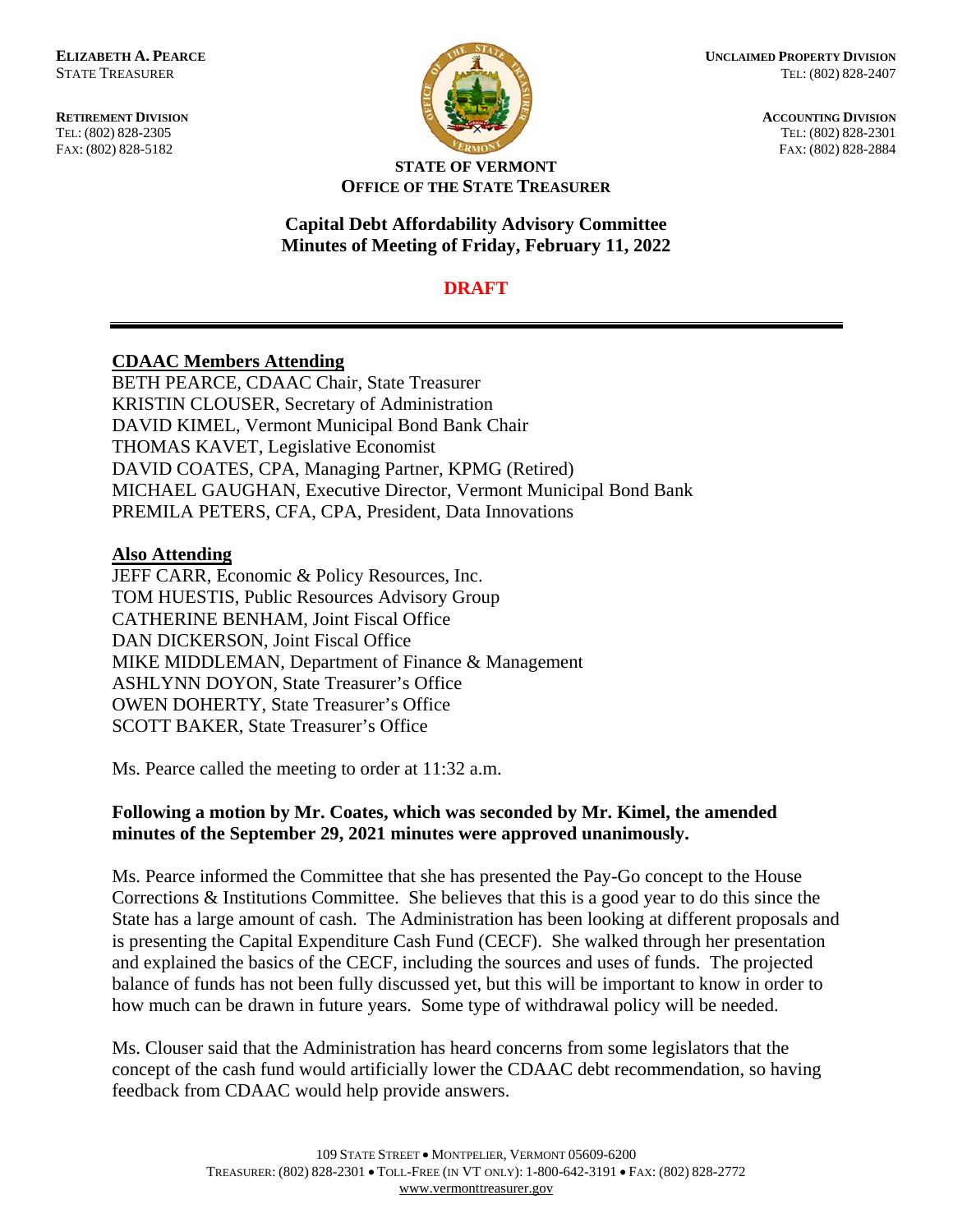**ELIZABETH A. PEARCE**
STATE TREASURER

**RETIREMENT DIVISION**
TEL: (802) 828-2305
FAX: (802) 828-5182

**UNCLAIMED PROPERTY DIVISION**
TEL: (802) 828-2407

**ACCOUNTING DIVISION**
TEL: (802) 828-2301
FAX: (802) 828-2884

**STATE OF VERMONT**
**OFFICE OF THE STATE TREASURER**

**Capital Debt Affordability Advisory Committee**
**Minutes of Meeting of Friday, February 11, 2022**

**DRAFT**

---

**CDAAC Members Attending**

BETH PEARCE, CDAAC Chair, State Treasurer
KRISTIN CLOUSER, Secretary of Administration
DAVID KIMEL, Vermont Municipal Bond Bank Chair
THOMAS KAVET, Legislative Economist
DAVID COATES, CPA, Managing Partner, KPMG (Retired)
MICHAEL GAUGHAN, Executive Director, Vermont Municipal Bond Bank
PREMILA PETERS, CFA, CPA, President, Data Innovations

**Also Attending**

JEFF CARR, Economic & Policy Resources, Inc.
TOM HUESTIS, Public Resources Advisory Group
CATHERINE BENHAM, Joint Fiscal Office
DAN DICKERSON, Joint Fiscal Office
MIKE MIDDLEMAN, Department of Finance & Management
ASHLYNN DOYON, State Treasurer's Office
OWEN DOHERTY, State Treasurer's Office
SCOTT BAKER, State Treasurer's Office

Ms. Pearce called the meeting to order at 11:32 a.m.

**Following a motion by Mr. Coates, which was seconded by Mr. Kimel, the amended minutes of the September 29, 2021 minutes were approved unanimously.**

Ms. Pearce informed the Committee that she has presented the Pay-Go concept to the House Corrections & Institutions Committee. She believes that this is a good year to do this since the State has a large amount of cash. The Administration has been looking at different proposals and is presenting the Capital Expenditure Cash Fund (CECF). She walked through her presentation and explained the basics of the CECF, including the sources and uses of funds. The projected balance of funds has not been fully discussed yet, but this will be important to know in order to how much can be drawn in future years. Some type of withdrawal policy will be needed.

Ms. Clouser said that the Administration has heard concerns from some legislators that the concept of the cash fund would artificially lower the CDAAC debt recommendation, so having feedback from CDAAC would help provide answers.

109 STATE STREET • MONTPELIER, VERMONT 05609-6200
TREASURER: (802) 828-2301 • TOLL-FREE (IN VT ONLY): 1-800-642-3191 • FAX: (802) 828-2772
www.vermonttreasurer.gov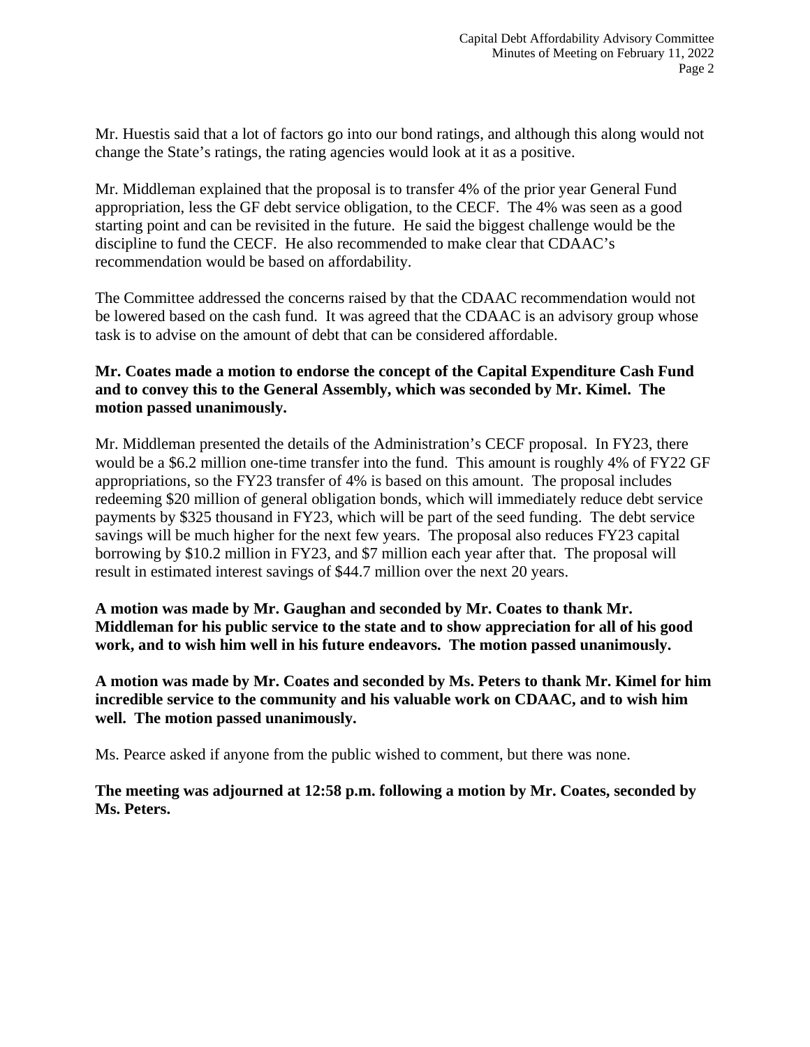Mr. Huestis said that a lot of factors go into our bond ratings, and although this along would not change the State's ratings, the rating agencies would look at it as a positive.

Mr. Middleman explained that the proposal is to transfer 4% of the prior year General Fund appropriation, less the GF debt service obligation, to the CECF. The 4% was seen as a good starting point and can be revisited in the future. He said the biggest challenge would be the discipline to fund the CECF. He also recommended to make clear that CDAAC's recommendation would be based on affordability.

The Committee addressed the concerns raised by that the CDAAC recommendation would not be lowered based on the cash fund. It was agreed that the CDAAC is an advisory group whose task is to advise on the amount of debt that can be considered affordable.

**Mr. Coates made a motion to endorse the concept of the Capital Expenditure Cash Fund and to convey this to the General Assembly, which was seconded by Mr. Kimel. The motion passed unanimously.**

Mr. Middleman presented the details of the Administration's CECF proposal. In FY23, there would be a $6.2 million one-time transfer into the fund. This amount is roughly 4% of FY22 GF appropriations, so the FY23 transfer of 4% is based on this amount. The proposal includes redeeming $20 million of general obligation bonds, which will immediately reduce debt service payments by $325 thousand in FY23, which will be part of the seed funding. The debt service savings will be much higher for the next few years. The proposal also reduces FY23 capital borrowing by $10.2 million in FY23, and $7 million each year after that. The proposal will result in estimated interest savings of $44.7 million over the next 20 years.

**A motion was made by Mr. Gaughan and seconded by Mr. Coates to thank Mr. Middleman for his public service to the state and to show appreciation for all of his good work, and to wish him well in his future endeavors. The motion passed unanimously.**

**A motion was made by Mr. Coates and seconded by Ms. Peters to thank Mr. Kimel for him incredible service to the community and his valuable work on CDAAC, and to wish him well. The motion passed unanimously.**

Ms. Pearce asked if anyone from the public wished to comment, but there was none.

**The meeting was adjourned at 12:58 p.m. following a motion by Mr. Coates, seconded by Ms. Peters.**